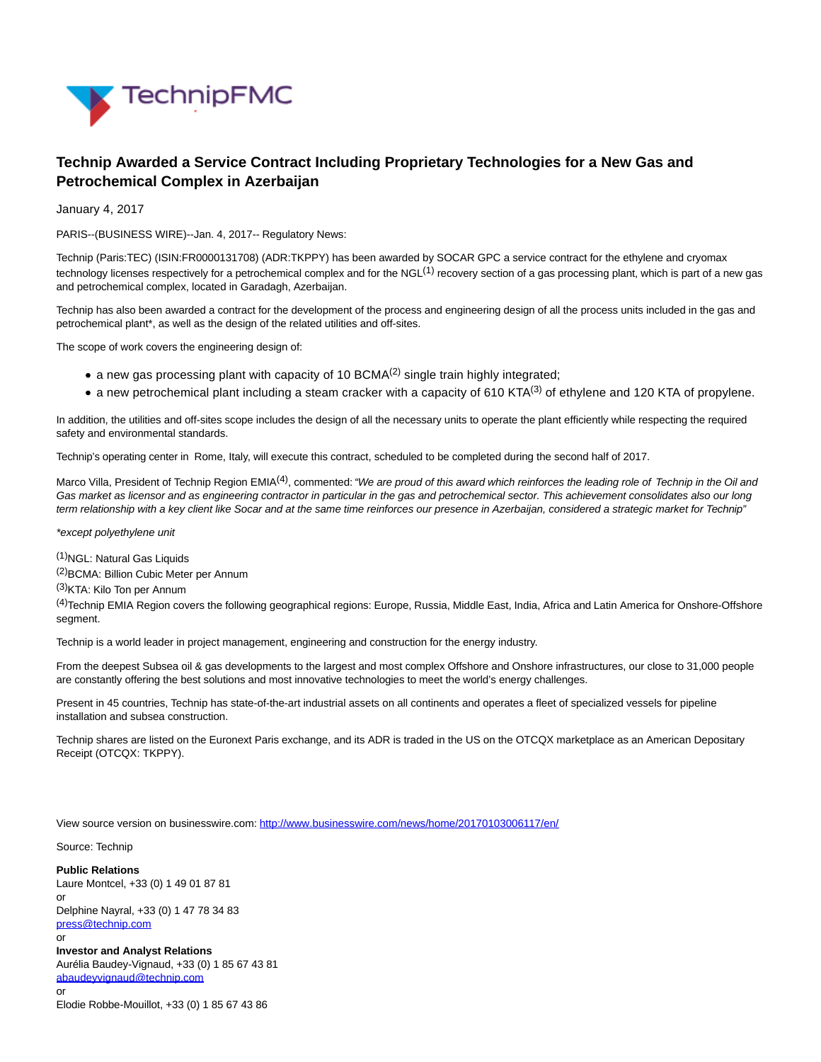# Technip Awarded a Service Contract Including Proprietary Technologies for a New Gas and Petrochemical Complex in Azerbaijan

January 4, 2017

PARIS--(BUSINESS WIRE)--Jan. 4, 2017-- Regulatory News:

Technip (Paris:TEC) (ISIN:FR0000131708) (ADR:TKPPY) has been awarded by SOCAR GPC a service contract for the ethylene and cryomax technology licenses respectively for a petrochemical complex and for the NGL[1] recovery section of a gas processing plant, which is part of a new gas and petrochemical complex, located in Garadagh, Azerbaijan.

Technip has also been awarded a contract for the development of the process and engineering design of all the process units included in the gas and petrochemical plant*, as well as the design of the related utilities and off-sites.

The scope of work covers the engineering design of:

- a new gas processing plant with capacity of 10 BCMA[2] single train highly integrated;
- a new petrochemical plant including a steam cracker with a capacity of 610 KTA[3] of ethylene and 120 KTA of propylene.

In addition, the utilities and off-sites scope includes the design of all the necessary units to operate the plant efficiently while respecting the required safety and environmental standards.

Technip's operating center in Rome, Italy, will execute this contract, scheduled to be completed during the second half of 2017.

Marco Villa, President of Technip Region EMIA[4], commented: *"We are proud of this award which reinforces the leading role of Technip in the Oil and Gas market as licensor and as engineering contractor in particular in the gas and petrochemical sector. This achievement consolidates also our long term relationship with a key client like Socar and at the same time reinforces our presence in Azerbaijan, considered a strategic market for Technip"*

*\*except polyethylene unit*

[1]NGL: Natural Gas Liquids
[2]BCMA: Billion Cubic Meter per Annum
[3]KTA: Kilo Ton per Annum
[4]Technip EMIA Region covers the following geographical regions: Europe, Russia, Middle East, India, Africa and Latin America for Onshore-Offshore segment.

Technip is a world leader in project management, engineering and construction for the energy industry.

From the deepest Subsea oil & gas developments to the largest and most complex Offshore and Onshore infrastructures, our close to 31,000 people are constantly offering the best solutions and most innovative technologies to meet the world's energy challenges.

Present in 45 countries, Technip has state-of-the-art industrial assets on all continents and operates a fleet of specialized vessels for pipeline installation and subsea construction.

Technip shares are listed on the Euronext Paris exchange, and its ADR is traded in the US on the OTCQX marketplace as an American Depositary Receipt (OTCQX: TKPPY).

View source version on businesswire.com: http://www.businesswire.com/news/home/20170103006117/en/

Source: Technip

**Public Relations**
Laure Montcel, +33 (0) 1 49 01 87 81
or
Delphine Nayral, +33 (0) 1 47 78 34 83
press@technip.com
or
**Investor and Analyst Relations**
Aurélia Baudey-Vignaud, +33 (0) 1 85 67 43 81
abaudeyvignaud@technip.com
or
Elodie Robbe-Mouillot, +33 (0) 1 85 67 43 86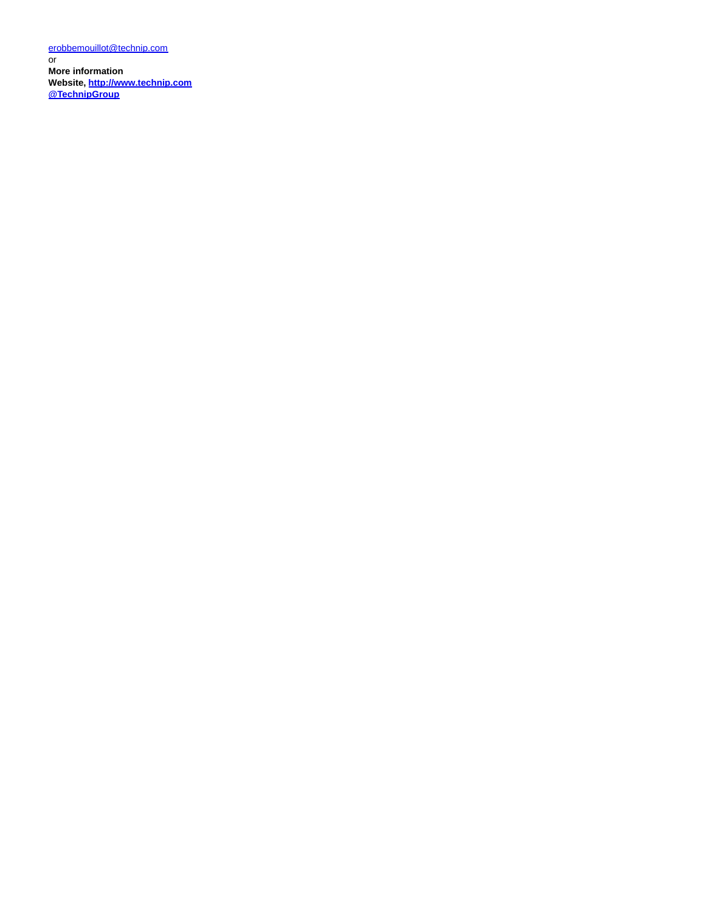erobbemouillot@technip.com
or
**More information**
**Website, http://www.technip.com**
**@TechnipGroup**